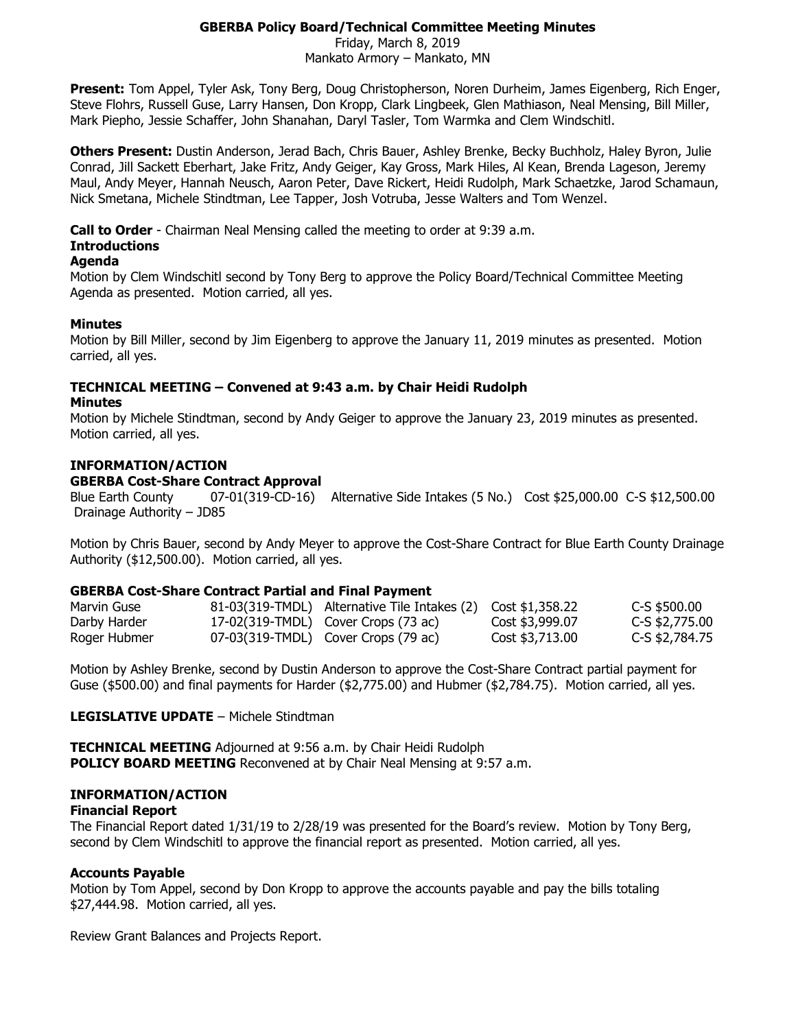# GBERBA Policy Board/Technical Committee Meeting Minutes

Friday, March 8, 2019
Mankato Armory – Mankato, MN

**Present:** Tom Appel, Tyler Ask, Tony Berg, Doug Christopherson, Noren Durheim, James Eigenberg, Rich Enger, Steve Flohrs, Russell Guse, Larry Hansen, Don Kropp, Clark Lingbeek, Glen Mathiason, Neal Mensing, Bill Miller, Mark Piepho, Jessie Schaffer, John Shanahan, Daryl Tasler, Tom Warmka and Clem Windschitl.

**Others Present:** Dustin Anderson, Jerad Bach, Chris Bauer, Ashley Brenke, Becky Buchholz, Haley Byron, Julie Conrad, Jill Sackett Eberhart, Jake Fritz, Andy Geiger, Kay Gross, Mark Hiles, Al Kean, Brenda Lageson, Jeremy Maul, Andy Meyer, Hannah Neusch, Aaron Peter, Dave Rickert, Heidi Rudolph, Mark Schaetzke, Jarod Schamaun, Nick Smetana, Michele Stindtman, Lee Tapper, Josh Votruba, Jesse Walters and Tom Wenzel.

**Call to Order** - Chairman Neal Mensing called the meeting to order at 9:39 a.m.

**Introductions**

**Agenda**

Motion by Clem Windschitl second by Tony Berg to approve the Policy Board/Technical Committee Meeting Agenda as presented. Motion carried, all yes.

**Minutes**

Motion by Bill Miller, second by Jim Eigenberg to approve the January 11, 2019 minutes as presented. Motion carried, all yes.

## TECHNICAL MEETING – Convened at 9:43 a.m. by Chair Heidi Rudolph

**Minutes**

Motion by Michele Stindtman, second by Andy Geiger to approve the January 23, 2019 minutes as presented. Motion carried, all yes.

## INFORMATION/ACTION

**GBERBA Cost-Share Contract Approval**

| | | | | |
|---|---|---|---|---|
| Blue Earth County Drainage Authority – JD85 | 07-01(319-CD-16) | Alternative Side Intakes (5 No.) | Cost $25,000.00 | C-S $12,500.00 |

Motion by Chris Bauer, second by Andy Meyer to approve the Cost-Share Contract for Blue Earth County Drainage Authority ($12,500.00). Motion carried, all yes.

**GBERBA Cost-Share Contract Partial and Final Payment**

| | | | | |
|---|---|---|---|---|
| Marvin Guse | 81-03(319-TMDL) | Alternative Tile Intakes (2) | Cost $1,358.22 | C-S $500.00 |
| Darby Harder | 17-02(319-TMDL) | Cover Crops (73 ac) | Cost $3,999.07 | C-S $2,775.00 |
| Roger Hubmer | 07-03(319-TMDL) | Cover Crops (79 ac) | Cost $3,713.00 | C-S $2,784.75 |

Motion by Ashley Brenke, second by Dustin Anderson to approve the Cost-Share Contract partial payment for Guse ($500.00) and final payments for Harder ($2,775.00) and Hubmer ($2,784.75). Motion carried, all yes.

**LEGISLATIVE UPDATE** – Michele Stindtman

**TECHNICAL MEETING** Adjourned at 9:56 a.m. by Chair Heidi Rudolph

**POLICY BOARD MEETING** Reconvened at by Chair Neal Mensing at 9:57 a.m.

## INFORMATION/ACTION

**Financial Report**

The Financial Report dated 1/31/19 to 2/28/19 was presented for the Board's review. Motion by Tony Berg, second by Clem Windschitl to approve the financial report as presented. Motion carried, all yes.

**Accounts Payable**

Motion by Tom Appel, second by Don Kropp to approve the accounts payable and pay the bills totaling $27,444.98. Motion carried, all yes.

Review Grant Balances and Projects Report.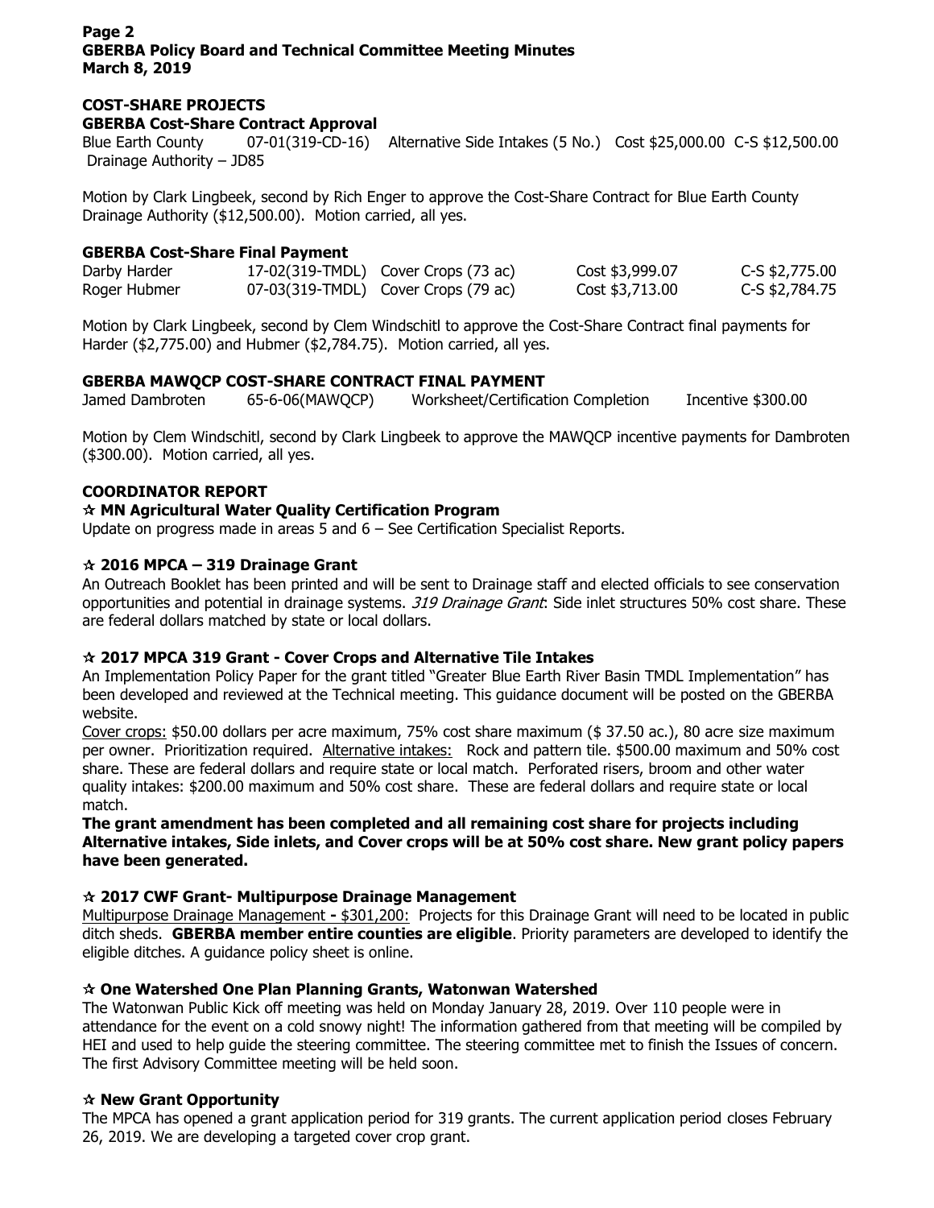## COST-SHARE PROJECTS

### GBERBA Cost-Share Contract Approval

| | | | | |
|---|---|---|---|---|
| Blue Earth County Drainage Authority – JD85 | 07-01(319-CD-16) | Alternative Side Intakes (5 No.) | Cost $25,000.00 | C-S $12,500.00 |

Motion by Clark Lingbeek, second by Rich Enger to approve the Cost-Share Contract for Blue Earth County Drainage Authority ($12,500.00). Motion carried, all yes.

### GBERBA Cost-Share Final Payment

| | | | | |
|---|---|---|---|---|
| Darby Harder | 17-02(319-TMDL) | Cover Crops (73 ac) | Cost $3,999.07 | C-S $2,775.00 |
| Roger Hubmer | 07-03(319-TMDL) | Cover Crops (79 ac) | Cost $3,713.00 | C-S $2,784.75 |

Motion by Clark Lingbeek, second by Clem Windschitl to approve the Cost-Share Contract final payments for Harder ($2,775.00) and Hubmer ($2,784.75). Motion carried, all yes.

### GBERBA MAWQCP COST-SHARE CONTRACT FINAL PAYMENT

| | | | |
|---|---|---|---|
| Jamed Dambroten | 65-6-06(MAWQCP) | Worksheet/Certification Completion | Incentive $300.00 |

Motion by Clem Windschitl, second by Clark Lingbeek to approve the MAWQCP incentive payments for Dambroten ($300.00). Motion carried, all yes.

## COORDINATOR REPORT

### ☆ MN Agricultural Water Quality Certification Program

Update on progress made in areas 5 and 6 – See Certification Specialist Reports.

### ☆ 2016 MPCA – 319 Drainage Grant

An Outreach Booklet has been printed and will be sent to Drainage staff and elected officials to see conservation opportunities and potential in drainage systems. *319 Drainage Grant*: Side inlet structures 50% cost share. These are federal dollars matched by state or local dollars.

### ☆ 2017 MPCA 319 Grant - Cover Crops and Alternative Tile Intakes

An Implementation Policy Paper for the grant titled "Greater Blue Earth River Basin TMDL Implementation" has been developed and reviewed at the Technical meeting. This guidance document will be posted on the GBERBA website.

Cover crops: $50.00 dollars per acre maximum, 75% cost share maximum ($ 37.50 ac.), 80 acre size maximum per owner. Prioritization required. Alternative intakes: Rock and pattern tile. $500.00 maximum and 50% cost share. These are federal dollars and require state or local match. Perforated risers, broom and other water quality intakes: $200.00 maximum and 50% cost share. These are federal dollars and require state or local match.

**The grant amendment has been completed and all remaining cost share for projects including Alternative intakes, Side inlets, and Cover crops will be at 50% cost share. New grant policy papers have been generated.**

### ☆ 2017 CWF Grant- Multipurpose Drainage Management

Multipurpose Drainage Management **-** $301,200: Projects for this Drainage Grant will need to be located in public ditch sheds. **GBERBA member entire counties are eligible**. Priority parameters are developed to identify the eligible ditches. A guidance policy sheet is online.

### ☆ One Watershed One Plan Planning Grants, Watonwan Watershed

The Watonwan Public Kick off meeting was held on Monday January 28, 2019. Over 110 people were in attendance for the event on a cold snowy night! The information gathered from that meeting will be compiled by HEI and used to help guide the steering committee. The steering committee met to finish the Issues of concern. The first Advisory Committee meeting will be held soon.

### ☆ New Grant Opportunity

The MPCA has opened a grant application period for 319 grants. The current application period closes February 26, 2019. We are developing a targeted cover crop grant.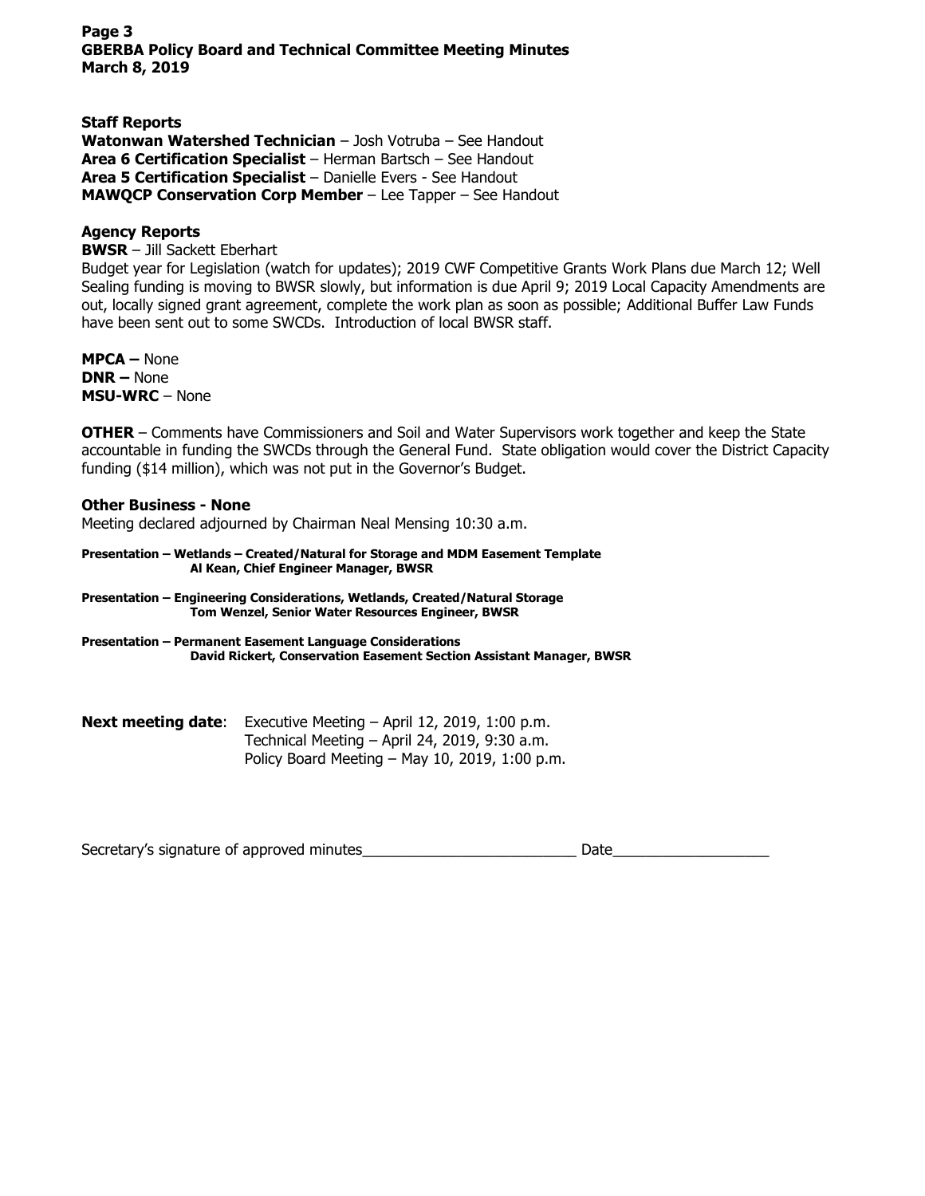**Staff Reports**

**Watonwan Watershed Technician** – Josh Votruba – See Handout
**Area 6 Certification Specialist** – Herman Bartsch – See Handout
**Area 5 Certification Specialist** – Danielle Evers - See Handout
**MAWQCP Conservation Corp Member** – Lee Tapper – See Handout

**Agency Reports**

**BWSR** – Jill Sackett Eberhart
Budget year for Legislation (watch for updates); 2019 CWF Competitive Grants Work Plans due March 12; Well Sealing funding is moving to BWSR slowly, but information is due April 9; 2019 Local Capacity Amendments are out, locally signed grant agreement, complete the work plan as soon as possible; Additional Buffer Law Funds have been sent out to some SWCDs. Introduction of local BWSR staff.

**MPCA –** None
**DNR –** None
**MSU-WRC** – None

**OTHER** – Comments have Commissioners and Soil and Water Supervisors work together and keep the State accountable in funding the SWCDs through the General Fund. State obligation would cover the District Capacity funding ($14 million), which was not put in the Governor's Budget.

**Other Business - None**
Meeting declared adjourned by Chairman Neal Mensing 10:30 a.m.

**Presentation – Wetlands – Created/Natural for Storage and MDM Easement Template**
**Al Kean, Chief Engineer Manager, BWSR**

**Presentation – Engineering Considerations, Wetlands, Created/Natural Storage**
**Tom Wenzel, Senior Water Resources Engineer, BWSR**

**Presentation – Permanent Easement Language Considerations**
**David Rickert, Conservation Easement Section Assistant Manager, BWSR**

**Next meeting date**: Executive Meeting – April 12, 2019, 1:00 p.m.
Technical Meeting – April 24, 2019, 9:30 a.m.
Policy Board Meeting – May 10, 2019, 1:00 p.m.

Secretary's signature of approved minutes_________________________ Date__________________